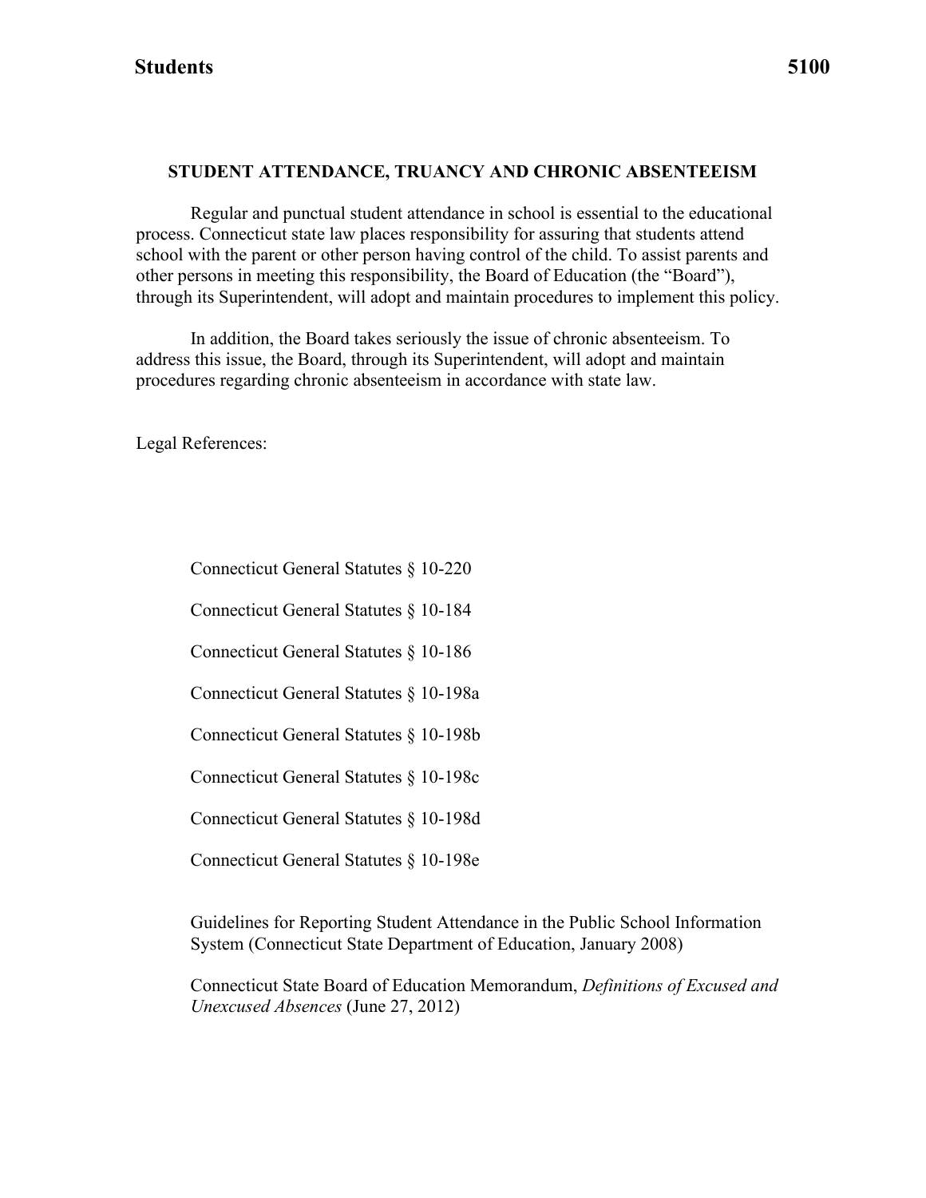**Students** **5100**

## STUDENT ATTENDANCE, TRUANCY AND CHRONIC ABSENTEEISM

Regular and punctual student attendance in school is essential to the educational process. Connecticut state law places responsibility for assuring that students attend school with the parent or other person having control of the child. To assist parents and other persons in meeting this responsibility, the Board of Education (the "Board"), through its Superintendent, will adopt and maintain procedures to implement this policy.

In addition, the Board takes seriously the issue of chronic absenteeism. To address this issue, the Board, through its Superintendent, will adopt and maintain procedures regarding chronic absenteeism in accordance with state law.

Legal References:

Connecticut General Statutes § 10-220

Connecticut General Statutes § 10-184

Connecticut General Statutes § 10-186

Connecticut General Statutes § 10-198a

Connecticut General Statutes § 10-198b

Connecticut General Statutes § 10-198c

Connecticut General Statutes § 10-198d

Connecticut General Statutes § 10-198e

Guidelines for Reporting Student Attendance in the Public School Information System (Connecticut State Department of Education, January 2008)

Connecticut State Board of Education Memorandum, *Definitions of Excused and Unexcused Absences* (June 27, 2012)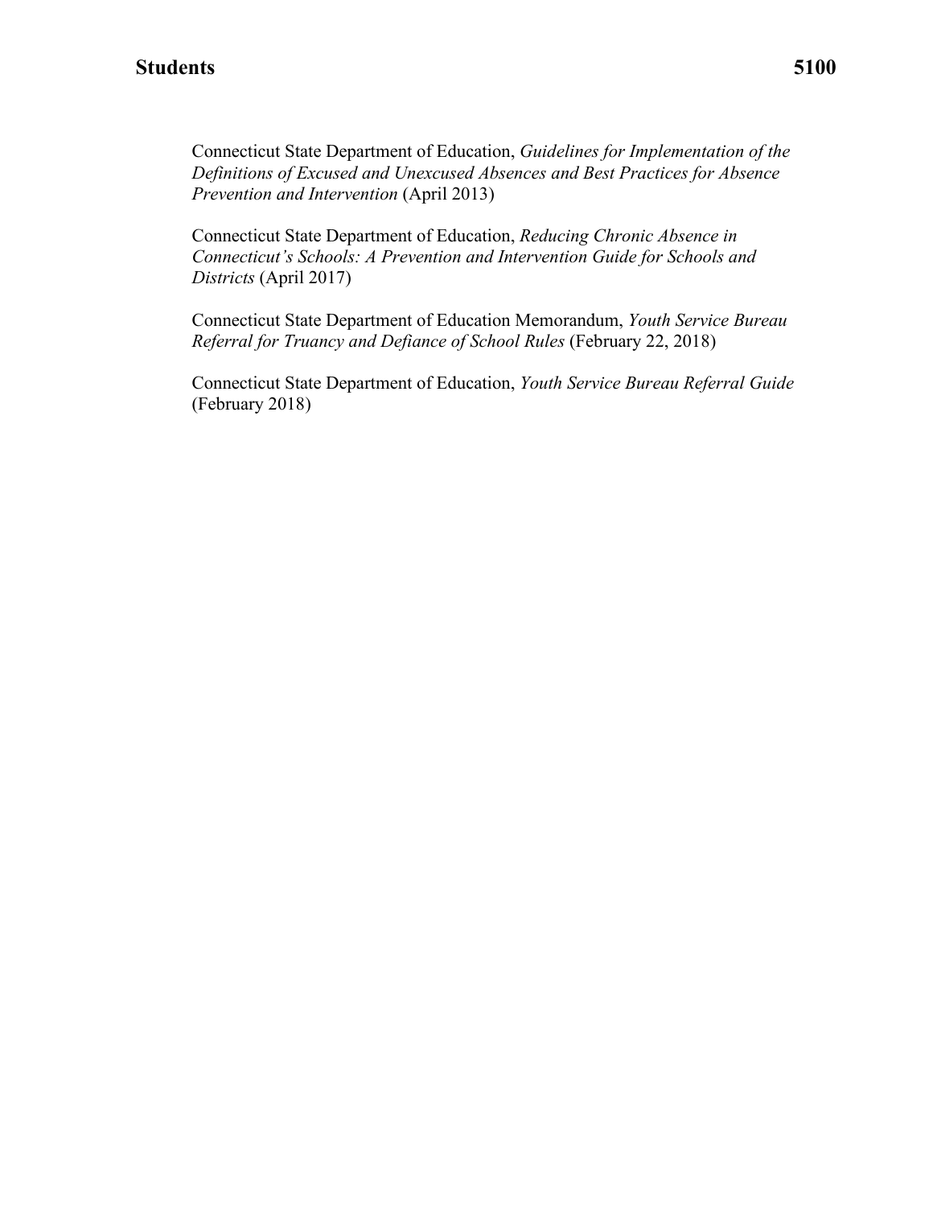Connecticut State Department of Education, *Guidelines for Implementation of the Definitions of Excused and Unexcused Absences and Best Practices for Absence Prevention and Intervention* (April 2013)

Connecticut State Department of Education, *Reducing Chronic Absence in Connecticut's Schools: A Prevention and Intervention Guide for Schools and Districts* (April 2017)

Connecticut State Department of Education Memorandum, *Youth Service Bureau Referral for Truancy and Defiance of School Rules* (February 22, 2018)

Connecticut State Department of Education, *Youth Service Bureau Referral Guide* (February 2018)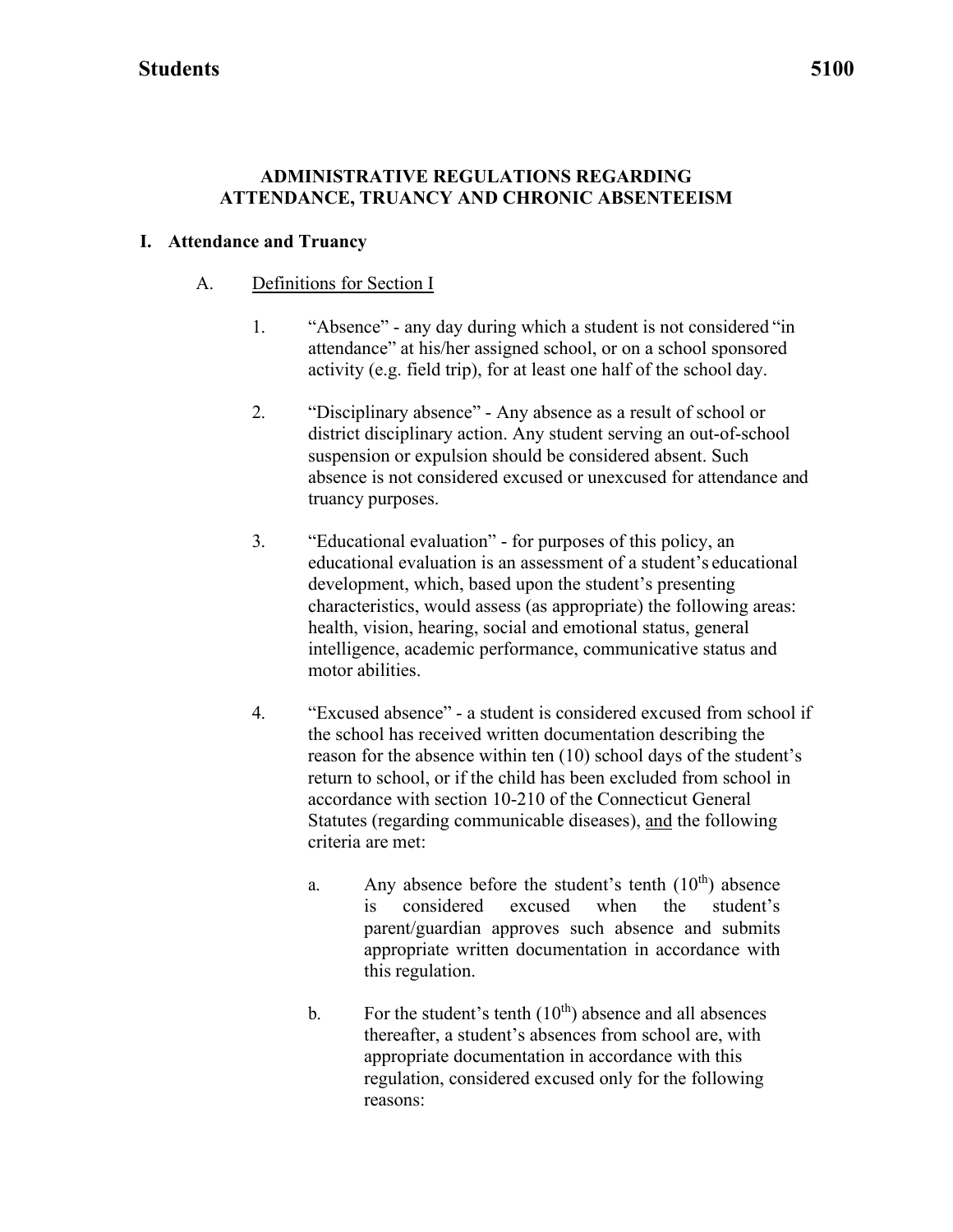## ADMINISTRATIVE REGULATIONS REGARDING ATTENDANCE, TRUANCY AND CHRONIC ABSENTEEISM

### I. Attendance and Truancy

A. Definitions for Section I

1. "Absence" - any day during which a student is not considered "in attendance" at his/her assigned school, or on a school sponsored activity (e.g. field trip), for at least one half of the school day.

2. "Disciplinary absence" - Any absence as a result of school or district disciplinary action. Any student serving an out-of-school suspension or expulsion should be considered absent. Such absence is not considered excused or unexcused for attendance and truancy purposes.

3. "Educational evaluation" - for purposes of this policy, an educational evaluation is an assessment of a student's educational development, which, based upon the student's presenting characteristics, would assess (as appropriate) the following areas: health, vision, hearing, social and emotional status, general intelligence, academic performance, communicative status and motor abilities.

4. "Excused absence" - a student is considered excused from school if the school has received written documentation describing the reason for the absence within ten (10) school days of the student's return to school, or if the child has been excluded from school in accordance with section 10-210 of the Connecticut General Statutes (regarding communicable diseases), <u>and</u> the following criteria are met:

   a. Any absence before the student's tenth ($10^{th}$) absence is considered excused when the student's parent/guardian approves such absence and submits appropriate written documentation in accordance with this regulation.

   b. For the student's tenth ($10^{th}$) absence and all absences thereafter, a student's absences from school are, with appropriate documentation in accordance with this regulation, considered excused only for the following reasons: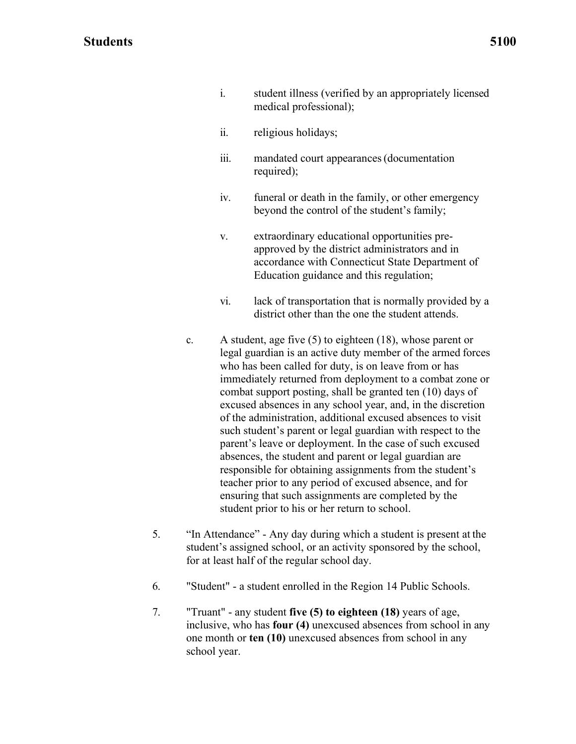i. student illness (verified by an appropriately licensed medical professional);

ii. religious holidays;

iii. mandated court appearances (documentation required);

iv. funeral or death in the family, or other emergency beyond the control of the student's family;

v. extraordinary educational opportunities pre-approved by the district administrators and in accordance with Connecticut State Department of Education guidance and this regulation;

vi. lack of transportation that is normally provided by a district other than the one the student attends.

c. A student, age five (5) to eighteen (18), whose parent or legal guardian is an active duty member of the armed forces who has been called for duty, is on leave from or has immediately returned from deployment to a combat zone or combat support posting, shall be granted ten (10) days of excused absences in any school year, and, in the discretion of the administration, additional excused absences to visit such student's parent or legal guardian with respect to the parent's leave or deployment. In the case of such excused absences, the student and parent or legal guardian are responsible for obtaining assignments from the student's teacher prior to any period of excused absence, and for ensuring that such assignments are completed by the student prior to his or her return to school.

5. "In Attendance" - Any day during which a student is present at the student's assigned school, or an activity sponsored by the school, for at least half of the regular school day.

6. "Student" - a student enrolled in the Region 14 Public Schools.

7. "Truant" - any student **five (5) to eighteen (18)** years of age, inclusive, who has **four (4)** unexcused absences from school in any one month or **ten (10)** unexcused absences from school in any school year.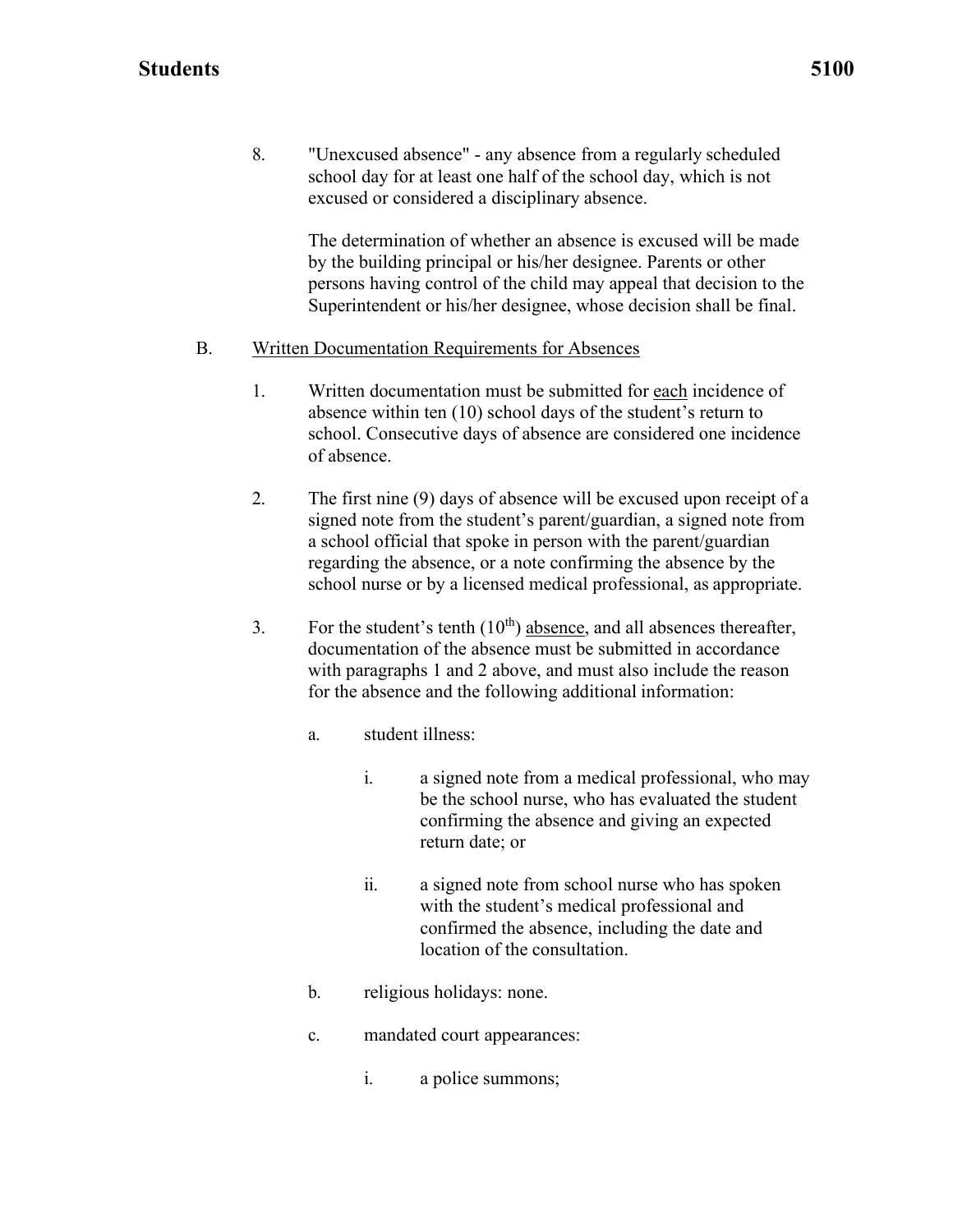8. "Unexcused absence" - any absence from a regularly scheduled school day for at least one half of the school day, which is not excused or considered a disciplinary absence.

   The determination of whether an absence is excused will be made by the building principal or his/her designee. Parents or other persons having control of the child may appeal that decision to the Superintendent or his/her designee, whose decision shall be final.

B. Written Documentation Requirements for Absences

   1. Written documentation must be submitted for each incidence of absence within ten (10) school days of the student's return to school. Consecutive days of absence are considered one incidence of absence.

   2. The first nine (9) days of absence will be excused upon receipt of a signed note from the student's parent/guardian, a signed note from a school official that spoke in person with the parent/guardian regarding the absence, or a note confirming the absence by the school nurse or by a licensed medical professional, as appropriate.

   3. For the student's tenth (10th) absence, and all absences thereafter, documentation of the absence must be submitted in accordance with paragraphs 1 and 2 above, and must also include the reason for the absence and the following additional information:

      a. student illness:

         i. a signed note from a medical professional, who may be the school nurse, who has evaluated the student confirming the absence and giving an expected return date; or

         ii. a signed note from school nurse who has spoken with the student's medical professional and confirmed the absence, including the date and location of the consultation.

      b. religious holidays: none.

      c. mandated court appearances:

         i. a police summons;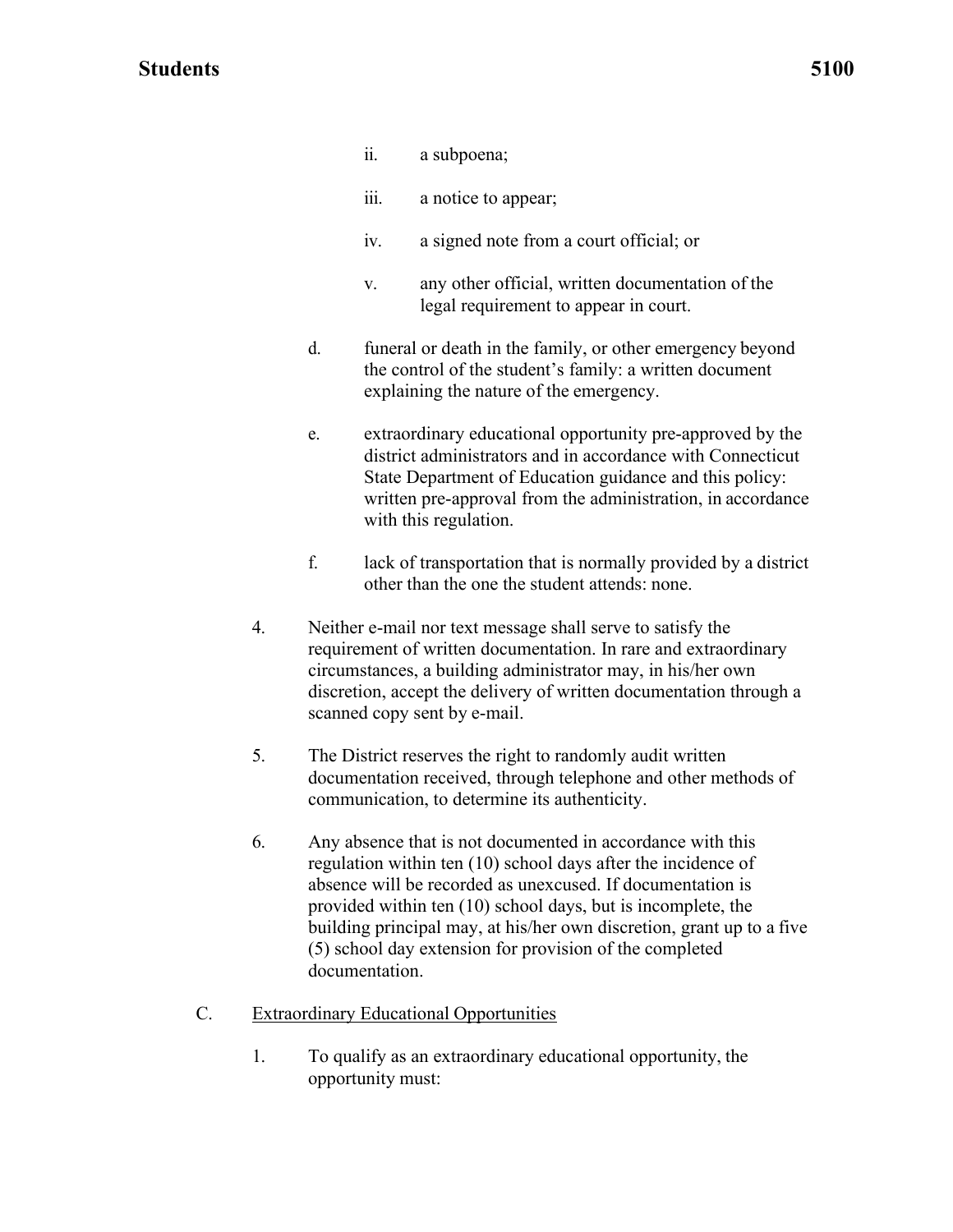ii. a subpoena;

iii. a notice to appear;

iv. a signed note from a court official; or

v. any other official, written documentation of the legal requirement to appear in court.

d. funeral or death in the family, or other emergency beyond the control of the student's family: a written document explaining the nature of the emergency.

e. extraordinary educational opportunity pre-approved by the district administrators and in accordance with Connecticut State Department of Education guidance and this policy: written pre-approval from the administration, in accordance with this regulation.

f. lack of transportation that is normally provided by a district other than the one the student attends: none.

4. Neither e-mail nor text message shall serve to satisfy the requirement of written documentation. In rare and extraordinary circumstances, a building administrator may, in his/her own discretion, accept the delivery of written documentation through a scanned copy sent by e-mail.

5. The District reserves the right to randomly audit written documentation received, through telephone and other methods of communication, to determine its authenticity.

6. Any absence that is not documented in accordance with this regulation within ten (10) school days after the incidence of absence will be recorded as unexcused. If documentation is provided within ten (10) school days, but is incomplete, the building principal may, at his/her own discretion, grant up to a five (5) school day extension for provision of the completed documentation.

C. <u>Extraordinary Educational Opportunities</u>

1. To qualify as an extraordinary educational opportunity, the opportunity must: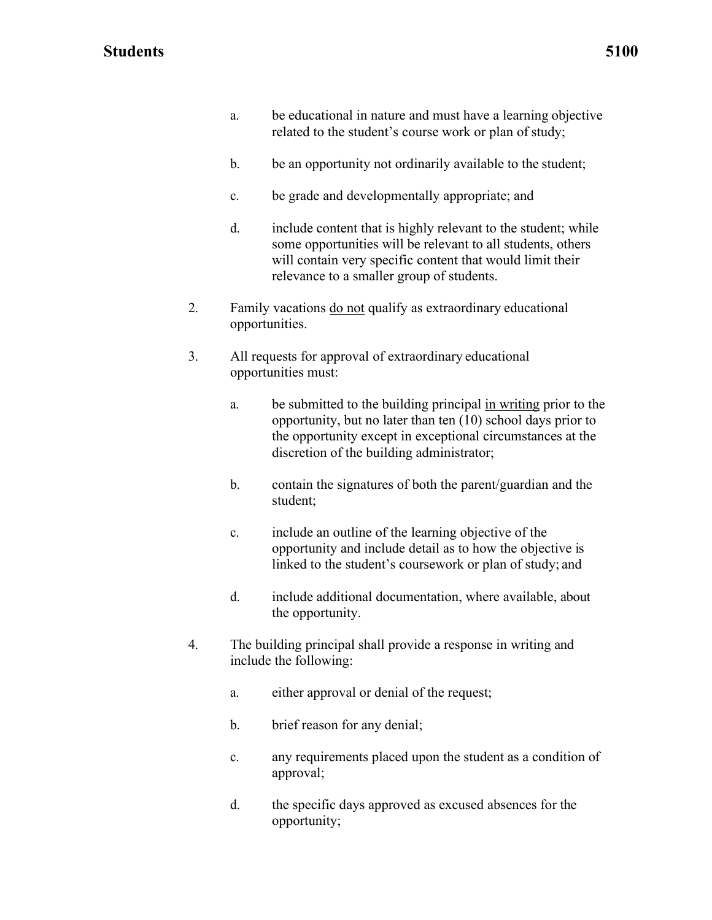a. be educational in nature and must have a learning objective related to the student's course work or plan of study;

b. be an opportunity not ordinarily available to the student;

c. be grade and developmentally appropriate; and

d. include content that is highly relevant to the student; while some opportunities will be relevant to all students, others will contain very specific content that would limit their relevance to a smaller group of students.

2. Family vacations <u>do not</u> qualify as extraordinary educational opportunities.

3. All requests for approval of extraordinary educational opportunities must:

   a. be submitted to the building principal <u>in writing</u> prior to the opportunity, but no later than ten (10) school days prior to the opportunity except in exceptional circumstances at the discretion of the building administrator;

   b. contain the signatures of both the parent/guardian and the student;

   c. include an outline of the learning objective of the opportunity and include detail as to how the objective is linked to the student's coursework or plan of study; and

   d. include additional documentation, where available, about the opportunity.

4. The building principal shall provide a response in writing and include the following:

   a. either approval or denial of the request;

   b. brief reason for any denial;

   c. any requirements placed upon the student as a condition of approval;

   d. the specific days approved as excused absences for the opportunity;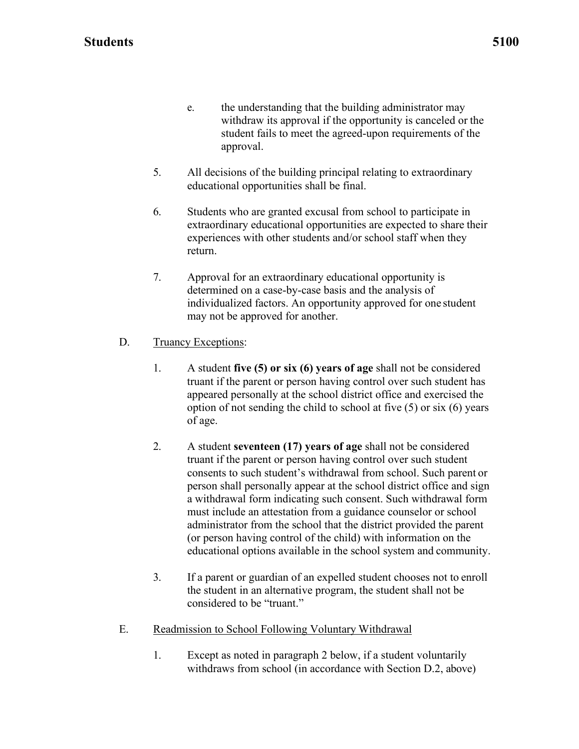e. the understanding that the building administrator may withdraw its approval if the opportunity is canceled or the student fails to meet the agreed-upon requirements of the approval.

5. All decisions of the building principal relating to extraordinary educational opportunities shall be final.

6. Students who are granted excusal from school to participate in extraordinary educational opportunities are expected to share their experiences with other students and/or school staff when they return.

7. Approval for an extraordinary educational opportunity is determined on a case-by-case basis and the analysis of individualized factors. An opportunity approved for one student may not be approved for another.

D. Truancy Exceptions:

1. A student **five (5) or six (6) years of age** shall not be considered truant if the parent or person having control over such student has appeared personally at the school district office and exercised the option of not sending the child to school at five (5) or six (6) years of age.

2. A student **seventeen (17) years of age** shall not be considered truant if the parent or person having control over such student consents to such student's withdrawal from school. Such parent or person shall personally appear at the school district office and sign a withdrawal form indicating such consent. Such withdrawal form must include an attestation from a guidance counselor or school administrator from the school that the district provided the parent (or person having control of the child) with information on the educational options available in the school system and community.

3. If a parent or guardian of an expelled student chooses not to enroll the student in an alternative program, the student shall not be considered to be "truant."

E. Readmission to School Following Voluntary Withdrawal

1. Except as noted in paragraph 2 below, if a student voluntarily withdraws from school (in accordance with Section D.2, above)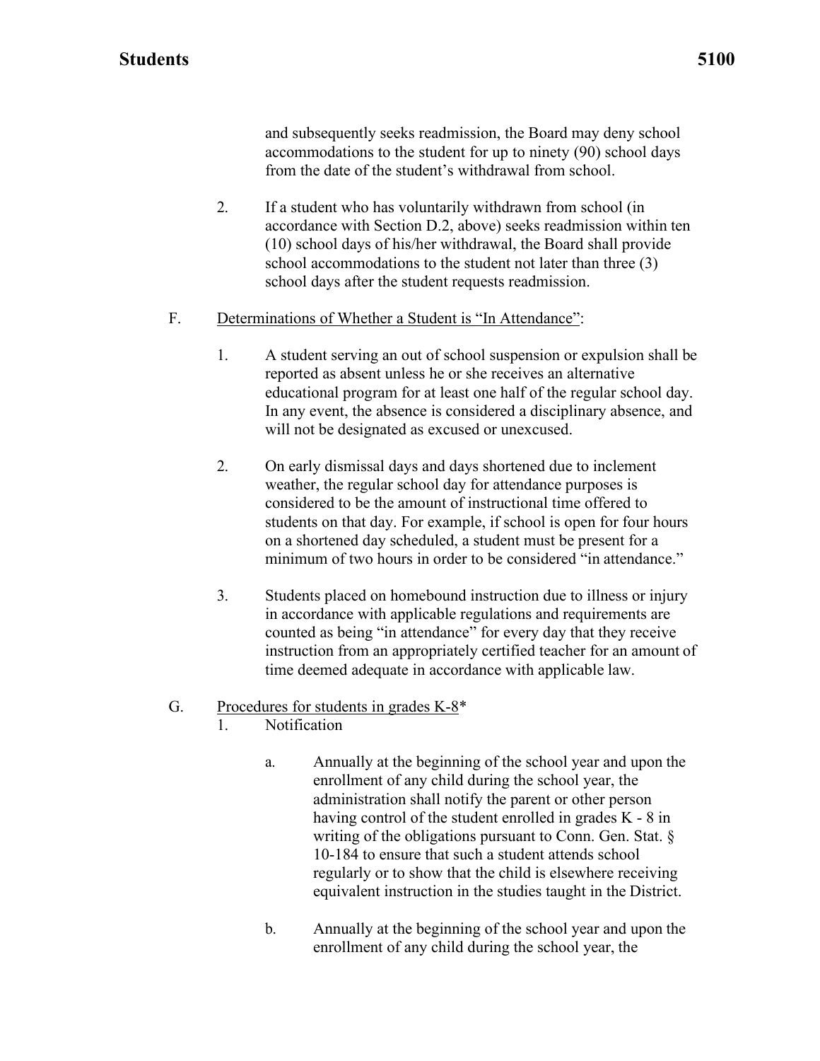and subsequently seeks readmission, the Board may deny school accommodations to the student for up to ninety (90) school days from the date of the student's withdrawal from school.

2. If a student who has voluntarily withdrawn from school (in accordance with Section D.2, above) seeks readmission within ten (10) school days of his/her withdrawal, the Board shall provide school accommodations to the student not later than three (3) school days after the student requests readmission.

F. <u>Determinations of Whether a Student is "In Attendance"</u>:

1. A student serving an out of school suspension or expulsion shall be reported as absent unless he or she receives an alternative educational program for at least one half of the regular school day. In any event, the absence is considered a disciplinary absence, and will not be designated as excused or unexcused.

2. On early dismissal days and days shortened due to inclement weather, the regular school day for attendance purposes is considered to be the amount of instructional time offered to students on that day. For example, if school is open for four hours on a shortened day scheduled, a student must be present for a minimum of two hours in order to be considered "in attendance."

3. Students placed on homebound instruction due to illness or injury in accordance with applicable regulations and requirements are counted as being "in attendance" for every day that they receive instruction from an appropriately certified teacher for an amount of time deemed adequate in accordance with applicable law.

G. <u>Procedures for students in grades K-8</u>*

1. Notification

   a. Annually at the beginning of the school year and upon the enrollment of any child during the school year, the administration shall notify the parent or other person having control of the student enrolled in grades K - 8 in writing of the obligations pursuant to Conn. Gen. Stat. § 10-184 to ensure that such a student attends school regularly or to show that the child is elsewhere receiving equivalent instruction in the studies taught in the District.

   b. Annually at the beginning of the school year and upon the enrollment of any child during the school year, the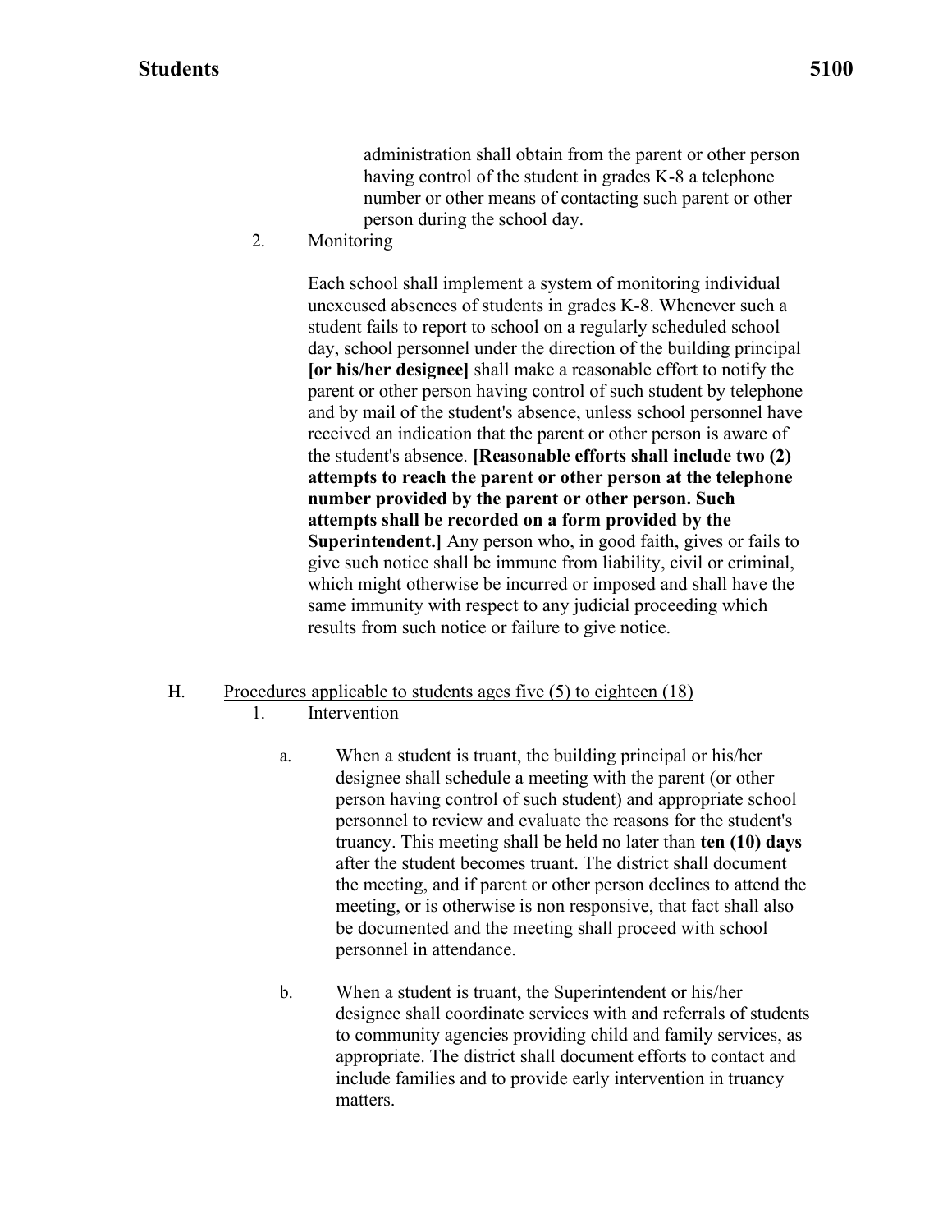administration shall obtain from the parent or other person having control of the student in grades K-8 a telephone number or other means of contacting such parent or other person during the school day.

2. Monitoring

   Each school shall implement a system of monitoring individual unexcused absences of students in grades K-8. Whenever such a student fails to report to school on a regularly scheduled school day, school personnel under the direction of the building principal **[or his/her designee]** shall make a reasonable effort to notify the parent or other person having control of such student by telephone and by mail of the student's absence, unless school personnel have received an indication that the parent or other person is aware of the student's absence. **[Reasonable efforts shall include two (2) attempts to reach the parent or other person at the telephone number provided by the parent or other person. Such attempts shall be recorded on a form provided by the Superintendent.]** Any person who, in good faith, gives or fails to give such notice shall be immune from liability, civil or criminal, which might otherwise be incurred or imposed and shall have the same immunity with respect to any judicial proceeding which results from such notice or failure to give notice.

H. <u>Procedures applicable to students ages five (5) to eighteen (18)</u>

1. Intervention

   a. When a student is truant, the building principal or his/her designee shall schedule a meeting with the parent (or other person having control of such student) and appropriate school personnel to review and evaluate the reasons for the student's truancy. This meeting shall be held no later than **ten (10) days** after the student becomes truant. The district shall document the meeting, and if parent or other person declines to attend the meeting, or is otherwise is non responsive, that fact shall also be documented and the meeting shall proceed with school personnel in attendance.

   b. When a student is truant, the Superintendent or his/her designee shall coordinate services with and referrals of students to community agencies providing child and family services, as appropriate. The district shall document efforts to contact and include families and to provide early intervention in truancy matters.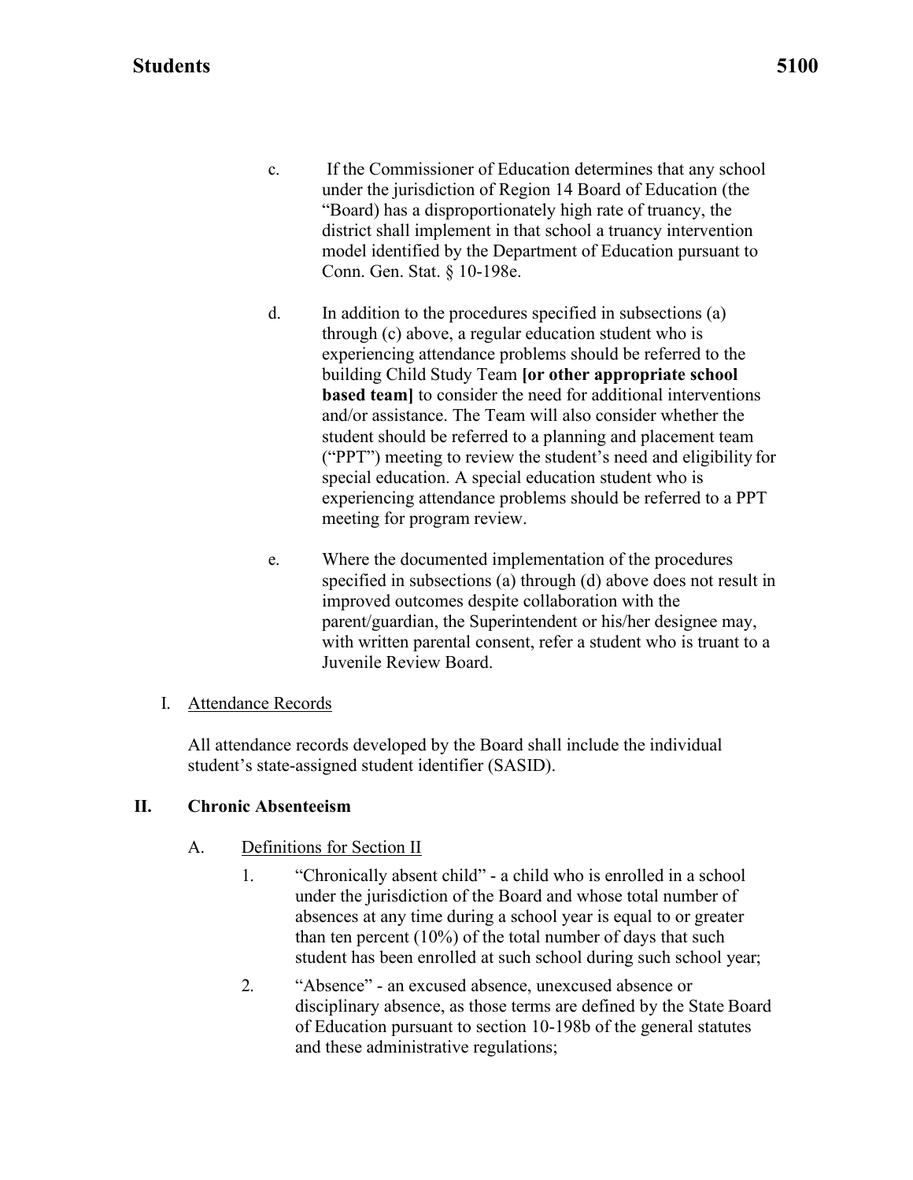c. If the Commissioner of Education determines that any school under the jurisdiction of Region 14 Board of Education (the "Board) has a disproportionately high rate of truancy, the district shall implement in that school a truancy intervention model identified by the Department of Education pursuant to Conn. Gen. Stat. § 10-198e.

d. In addition to the procedures specified in subsections (a) through (c) above, a regular education student who is experiencing attendance problems should be referred to the building Child Study Team **[or other appropriate school based team]** to consider the need for additional interventions and/or assistance. The Team will also consider whether the student should be referred to a planning and placement team ("PPT") meeting to review the student's need and eligibility for special education. A special education student who is experiencing attendance problems should be referred to a PPT meeting for program review.

e. Where the documented implementation of the procedures specified in subsections (a) through (d) above does not result in improved outcomes despite collaboration with the parent/guardian, the Superintendent or his/her designee may, with written parental consent, refer a student who is truant to a Juvenile Review Board.

I. Attendance Records

All attendance records developed by the Board shall include the individual student's state-assigned student identifier (SASID).

## II. Chronic Absenteeism

A. Definitions for Section II

1. "Chronically absent child" - a child who is enrolled in a school under the jurisdiction of the Board and whose total number of absences at any time during a school year is equal to or greater than ten percent (10%) of the total number of days that such student has been enrolled at such school during such school year;

2. "Absence" - an excused absence, unexcused absence or disciplinary absence, as those terms are defined by the State Board of Education pursuant to section 10-198b of the general statutes and these administrative regulations;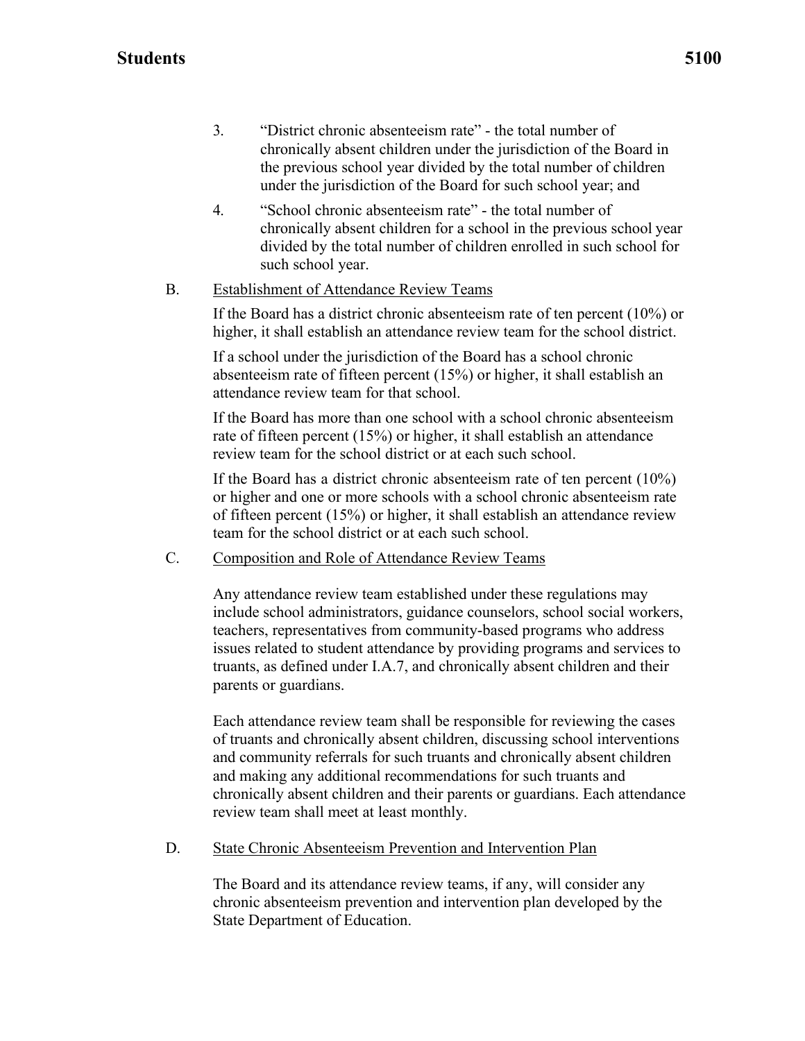3. "District chronic absenteeism rate" - the total number of chronically absent children under the jurisdiction of the Board in the previous school year divided by the total number of children under the jurisdiction of the Board for such school year; and

4. "School chronic absenteeism rate" - the total number of chronically absent children for a school in the previous school year divided by the total number of children enrolled in such school for such school year.

B. Establishment of Attendance Review Teams

If the Board has a district chronic absenteeism rate of ten percent (10%) or higher, it shall establish an attendance review team for the school district.

If a school under the jurisdiction of the Board has a school chronic absenteeism rate of fifteen percent (15%) or higher, it shall establish an attendance review team for that school.

If the Board has more than one school with a school chronic absenteeism rate of fifteen percent (15%) or higher, it shall establish an attendance review team for the school district or at each such school.

If the Board has a district chronic absenteeism rate of ten percent (10%) or higher and one or more schools with a school chronic absenteeism rate of fifteen percent (15%) or higher, it shall establish an attendance review team for the school district or at each such school.

C. Composition and Role of Attendance Review Teams

Any attendance review team established under these regulations may include school administrators, guidance counselors, school social workers, teachers, representatives from community-based programs who address issues related to student attendance by providing programs and services to truants, as defined under I.A.7, and chronically absent children and their parents or guardians.

Each attendance review team shall be responsible for reviewing the cases of truants and chronically absent children, discussing school interventions and community referrals for such truants and chronically absent children and making any additional recommendations for such truants and chronically absent children and their parents or guardians. Each attendance review team shall meet at least monthly.

D. State Chronic Absenteeism Prevention and Intervention Plan

The Board and its attendance review teams, if any, will consider any chronic absenteeism prevention and intervention plan developed by the State Department of Education.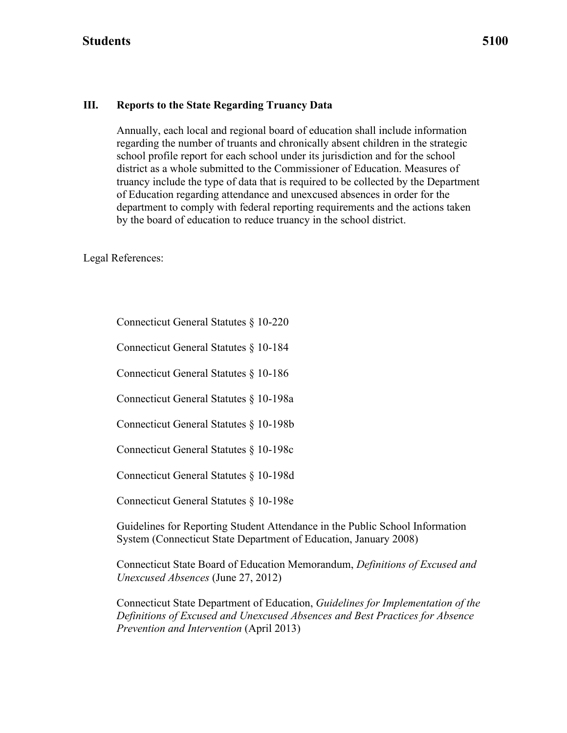### III. Reports to the State Regarding Truancy Data

Annually, each local and regional board of education shall include information regarding the number of truants and chronically absent children in the strategic school profile report for each school under its jurisdiction and for the school district as a whole submitted to the Commissioner of Education. Measures of truancy include the type of data that is required to be collected by the Department of Education regarding attendance and unexcused absences in order for the department to comply with federal reporting requirements and the actions taken by the board of education to reduce truancy in the school district.

Legal References:

Connecticut General Statutes § 10-220

Connecticut General Statutes § 10-184

Connecticut General Statutes § 10-186

Connecticut General Statutes § 10-198a

Connecticut General Statutes § 10-198b

Connecticut General Statutes § 10-198c

Connecticut General Statutes § 10-198d

Connecticut General Statutes § 10-198e

Guidelines for Reporting Student Attendance in the Public School Information System (Connecticut State Department of Education, January 2008)

Connecticut State Board of Education Memorandum, *Definitions of Excused and Unexcused Absences* (June 27, 2012)

Connecticut State Department of Education, *Guidelines for Implementation of the Definitions of Excused and Unexcused Absences and Best Practices for Absence Prevention and Intervention* (April 2013)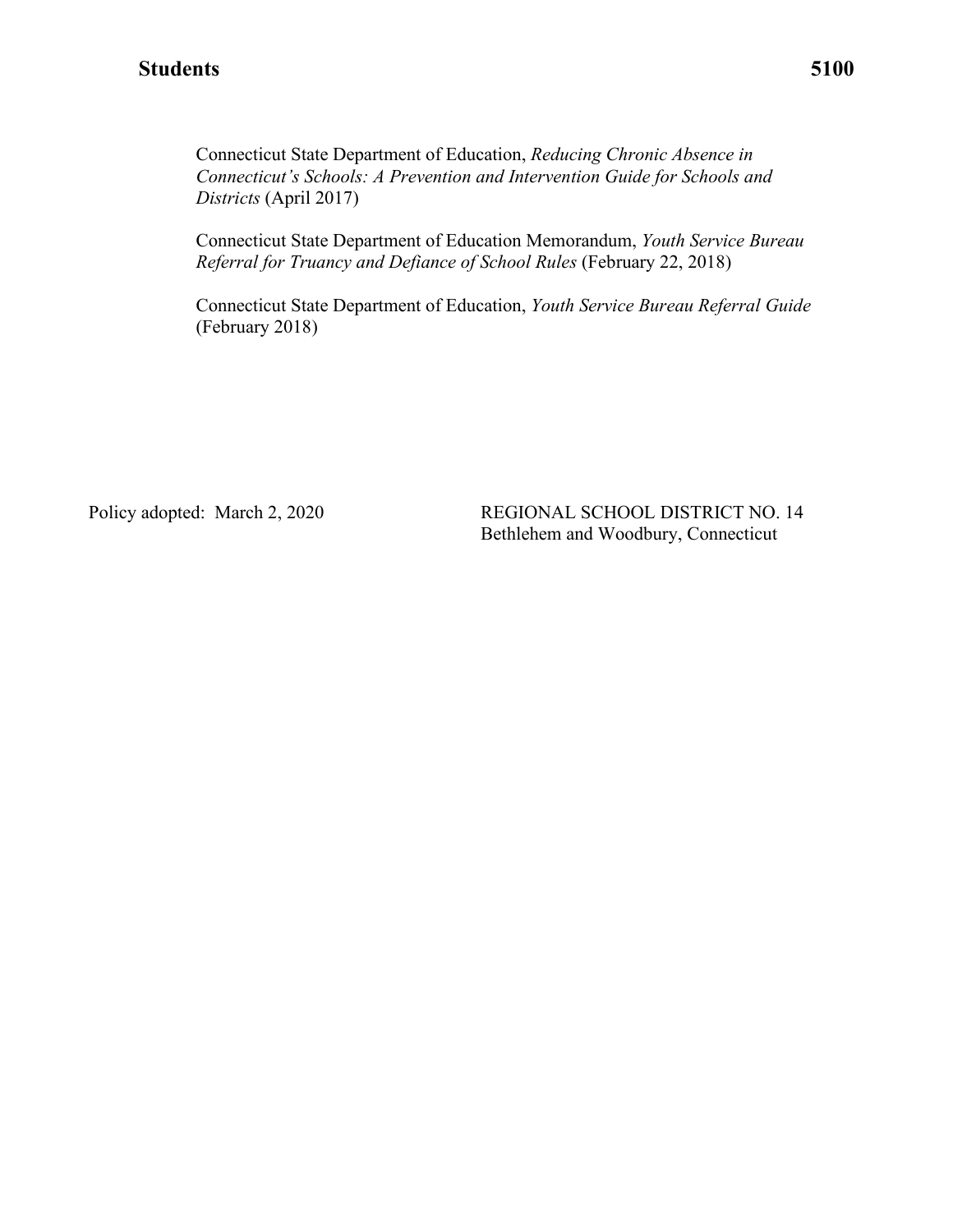Connecticut State Department of Education, *Reducing Chronic Absence in Connecticut's Schools: A Prevention and Intervention Guide for Schools and Districts* (April 2017)

Connecticut State Department of Education Memorandum, *Youth Service Bureau Referral for Truancy and Defiance of School Rules* (February 22, 2018)

Connecticut State Department of Education, *Youth Service Bureau Referral Guide* (February 2018)

Policy adopted: March 2, 2020

REGIONAL SCHOOL DISTRICT NO. 14
Bethlehem and Woodbury, Connecticut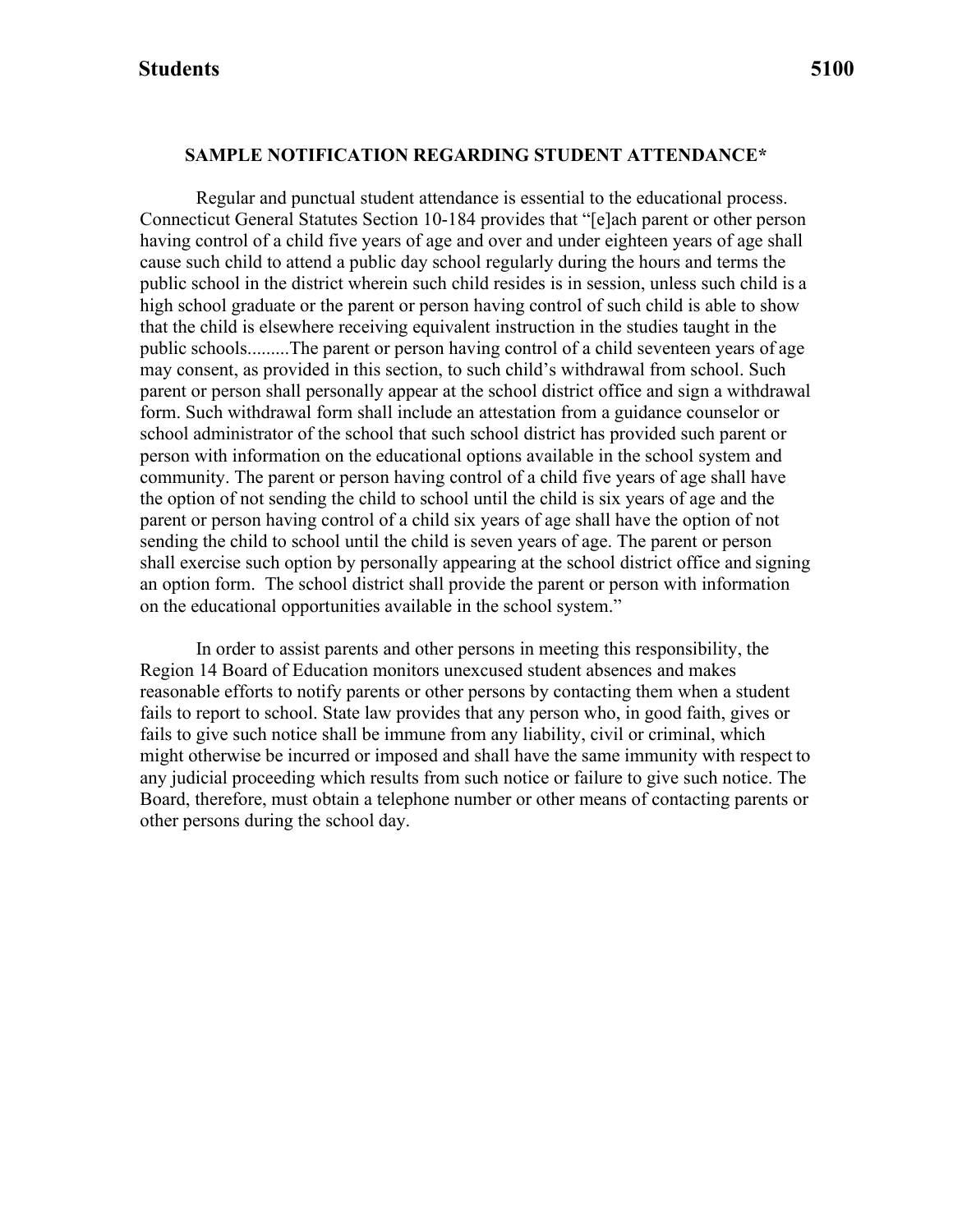## SAMPLE NOTIFICATION REGARDING STUDENT ATTENDANCE*

Regular and punctual student attendance is essential to the educational process. Connecticut General Statutes Section 10-184 provides that "[e]ach parent or other person having control of a child five years of age and over and under eighteen years of age shall cause such child to attend a public day school regularly during the hours and terms the public school in the district wherein such child resides is in session, unless such child is a high school graduate or the parent or person having control of such child is able to show that the child is elsewhere receiving equivalent instruction in the studies taught in the public schools.........The parent or person having control of a child seventeen years of age may consent, as provided in this section, to such child's withdrawal from school. Such parent or person shall personally appear at the school district office and sign a withdrawal form. Such withdrawal form shall include an attestation from a guidance counselor or school administrator of the school that such school district has provided such parent or person with information on the educational options available in the school system and community. The parent or person having control of a child five years of age shall have the option of not sending the child to school until the child is six years of age and the parent or person having control of a child six years of age shall have the option of not sending the child to school until the child is seven years of age. The parent or person shall exercise such option by personally appearing at the school district office and signing an option form. The school district shall provide the parent or person with information on the educational opportunities available in the school system."

In order to assist parents and other persons in meeting this responsibility, the Region 14 Board of Education monitors unexcused student absences and makes reasonable efforts to notify parents or other persons by contacting them when a student fails to report to school. State law provides that any person who, in good faith, gives or fails to give such notice shall be immune from any liability, civil or criminal, which might otherwise be incurred or imposed and shall have the same immunity with respect to any judicial proceeding which results from such notice or failure to give such notice. The Board, therefore, must obtain a telephone number or other means of contacting parents or other persons during the school day.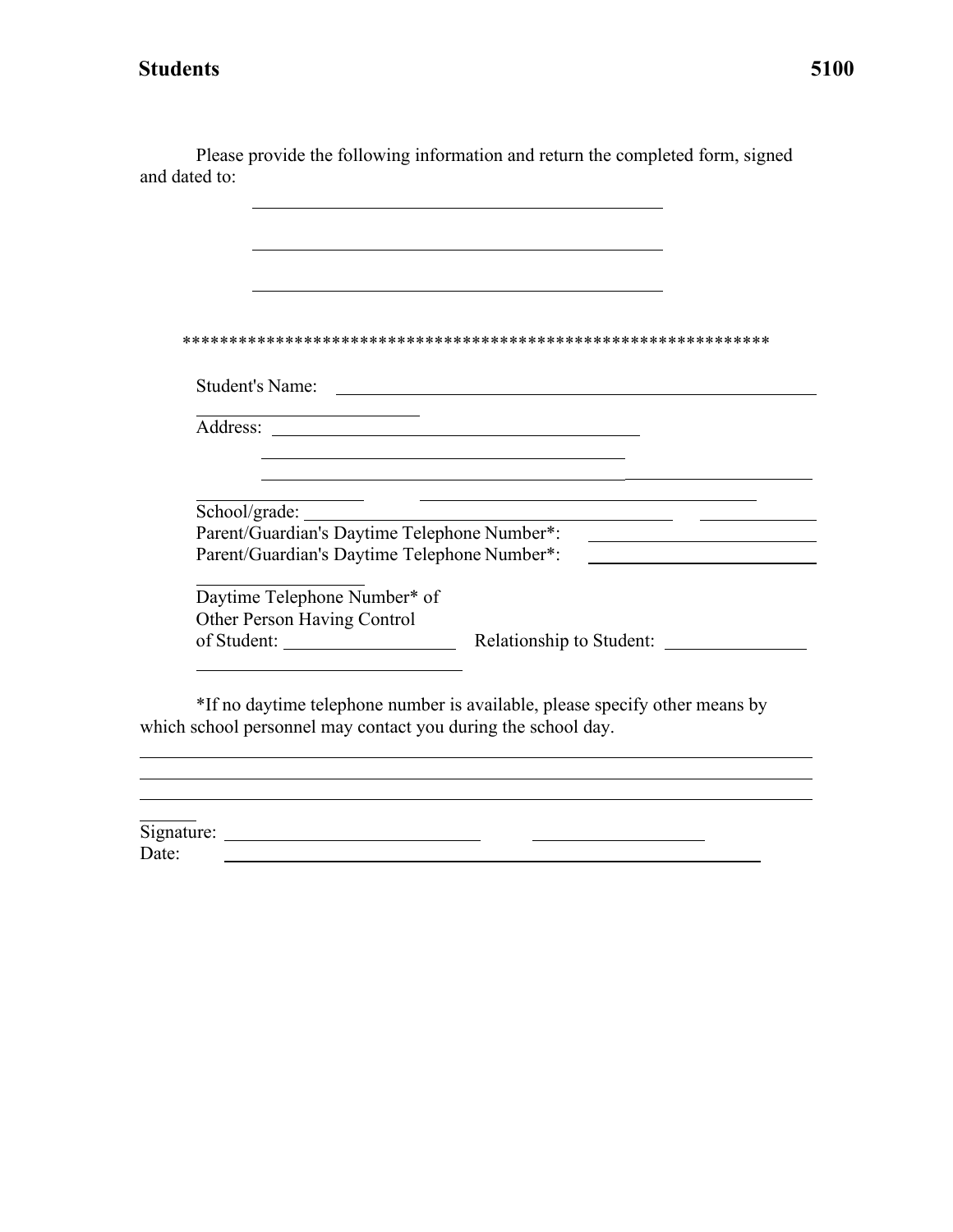Please provide the following information and return the completed form, signed and dated to:

\_\_\_\_\_\_\_\_\_\_\_\_\_\_\_\_\_\_\_\_\_\_\_\_\_\_\_\_\_\_\_\_\_\_\_\_\_\_\_\_\_\_\_\_

\_\_\_\_\_\_\_\_\_\_\_\_\_\_\_\_\_\_\_\_\_\_\_\_\_\_\_\_\_\_\_\_\_\_\_\_\_\_\_\_\_\_\_\_

\_\_\_\_\_\_\_\_\_\_\_\_\_\_\_\_\_\_\_\_\_\_\_\_\_\_\_\_\_\_\_\_\_\_\_\_\_\_\_\_\_\_\_\_

*****************************************************************

Student's Name: \_\_\_\_\_\_\_\_\_\_\_\_\_\_\_\_\_\_\_\_\_\_\_\_\_\_\_\_\_\_\_\_\_\_\_\_\_\_\_\_\_\_\_\_\_\_\_\_\_\_

Address: \_\_\_\_\_\_\_\_\_\_\_\_\_\_\_\_\_\_\_\_\_\_\_\_\_\_\_\_\_\_\_\_\_\_\_\_\_\_\_\_

\_\_\_\_\_\_\_\_\_\_\_\_\_\_\_\_\_\_\_\_\_\_\_\_\_\_\_\_\_\_\_\_\_\_\_\_\_\_\_\_

\_\_\_\_\_\_\_\_\_\_\_\_\_\_\_\_\_\_\_\_\_\_\_\_\_\_\_\_\_\_\_\_\_\_\_\_\_\_\_\_\_\_\_\_\_\_\_\_\_\_\_\_\_\_\_\_

School/grade: \_\_\_\_\_\_\_\_\_\_\_\_\_\_\_\_\_\_\_\_\_\_\_\_\_\_\_\_\_\_\_\_\_\_\_\_\_\_\_\_

Parent/Guardian's Daytime Telephone Number*: \_\_\_\_\_\_\_\_\_\_\_\_\_\_\_\_\_\_\_\_\_\_\_\_

Parent/Guardian's Daytime Telephone Number*: \_\_\_\_\_\_\_\_\_\_\_\_\_\_\_\_\_\_\_\_\_\_\_\_

Daytime Telephone Number* of
Other Person Having Control
of Student: \_\_\_\_\_\_\_\_\_\_\_\_\_\_\_\_\_\_ Relationship to Student: \_\_\_\_\_\_\_\_\_\_\_\_\_\_\_

*If no daytime telephone number is available, please specify other means by which school personnel may contact you during the school day.

\_\_\_\_\_\_\_\_\_\_\_\_\_\_\_\_\_\_\_\_\_\_\_\_\_\_\_\_\_\_\_\_\_\_\_\_\_\_\_\_\_\_\_\_\_\_\_\_\_\_\_\_\_\_\_\_\_\_\_\_\_\_\_\_\_\_\_\_\_\_

\_\_\_\_\_\_\_\_\_\_\_\_\_\_\_\_\_\_\_\_\_\_\_\_\_\_\_\_\_\_\_\_\_\_\_\_\_\_\_\_\_\_\_\_\_\_\_\_\_\_\_\_\_\_\_\_\_\_\_\_\_\_\_\_\_\_\_\_\_\_

\_\_\_\_\_\_\_\_\_\_\_\_\_\_\_\_\_\_\_\_\_\_\_\_\_\_\_\_\_\_\_\_\_\_\_\_\_\_\_\_\_\_\_\_\_\_\_\_\_\_\_\_\_\_\_\_\_\_\_\_\_\_\_\_\_\_\_\_\_\_

Signature: \_\_\_\_\_\_\_\_\_\_\_\_\_\_\_\_\_\_\_\_\_\_\_\_\_\_\_\_

Date: \_\_\_\_\_\_\_\_\_\_\_\_\_\_\_\_\_\_\_\_\_\_\_\_\_\_\_\_\_\_\_\_\_\_\_\_\_\_\_\_\_\_\_\_\_\_\_\_\_\_\_\_\_\_\_\_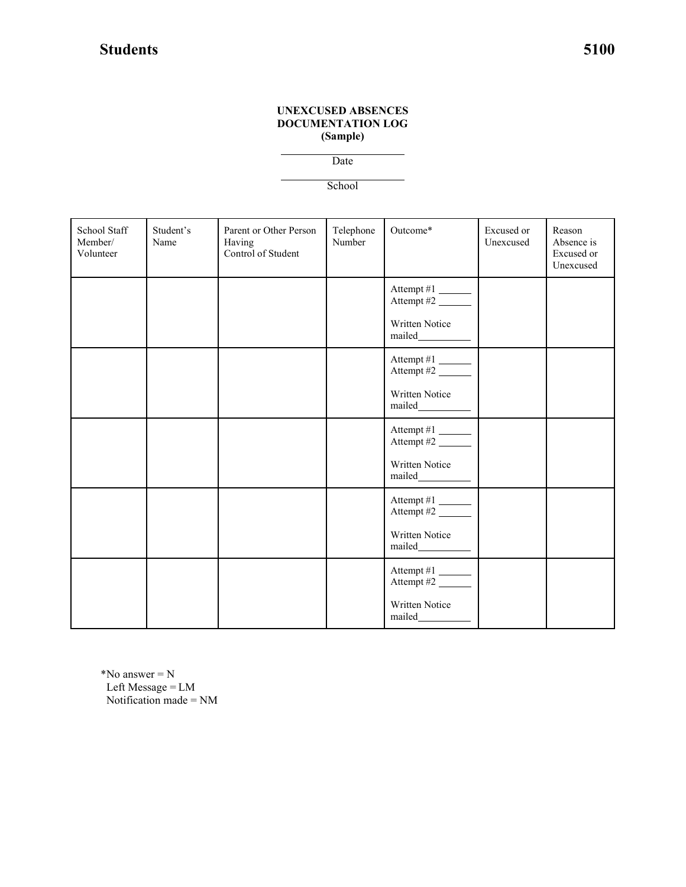**UNEXCUSED ABSENCES DOCUMENTATION LOG (Sample)**

______________________
Date

______________________
School

| School Staff Member/ Volunteer | Student's Name | Parent or Other Person Having Control of Student | Telephone Number | Outcome* | Excused or Unexcused | Reason Absence is Excused or Unexcused |
|---|---|---|---|---|---|---|
| | | | | Attempt #1 ______ Attempt #2 ______ Written Notice mailed__________ | | |
| | | | | Attempt #1 ______ Attempt #2 ______ Written Notice mailed__________ | | |
| | | | | Attempt #1 ______ Attempt #2 ______ Written Notice mailed__________ | | |
| | | | | Attempt #1 ______ Attempt #2 ______ Written Notice mailed__________ | | |
| | | | | Attempt #1 ______ Attempt #2 ______ Written Notice mailed__________ | | |

*No answer = N
Left Message = LM
Notification made = NM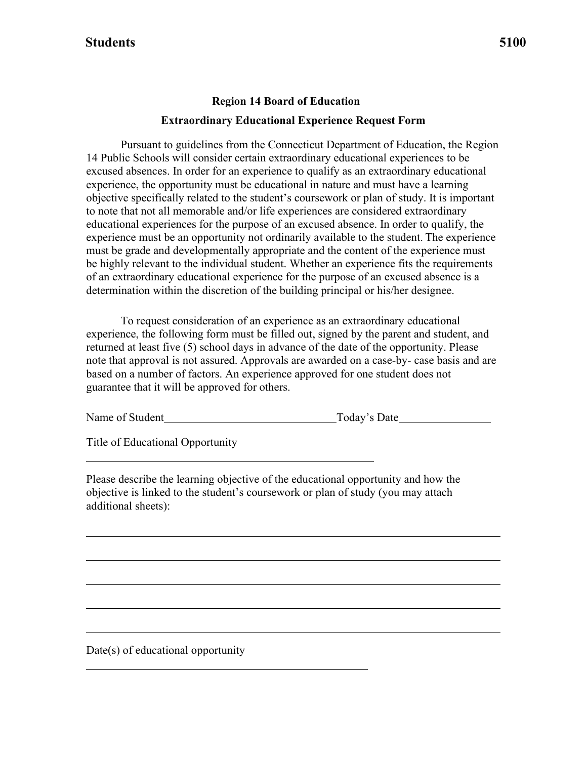## Region 14 Board of Education

### Extraordinary Educational Experience Request Form

Pursuant to guidelines from the Connecticut Department of Education, the Region 14 Public Schools will consider certain extraordinary educational experiences to be excused absences. In order for an experience to qualify as an extraordinary educational experience, the opportunity must be educational in nature and must have a learning objective specifically related to the student's coursework or plan of study. It is important to note that not all memorable and/or life experiences are considered extraordinary educational experiences for the purpose of an excused absence. In order to qualify, the experience must be an opportunity not ordinarily available to the student. The experience must be grade and developmentally appropriate and the content of the experience must be highly relevant to the individual student. Whether an experience fits the requirements of an extraordinary educational experience for the purpose of an excused absence is a determination within the discretion of the building principal or his/her designee.

To request consideration of an experience as an extraordinary educational experience, the following form must be filled out, signed by the parent and student, and returned at least five (5) school days in advance of the date of the opportunity. Please note that approval is not assured. Approvals are awarded on a case-by- case basis and are based on a number of factors. An experience approved for one student does not guarantee that it will be approved for others.

Name of Student______________________________Today's Date________________

Title of Educational Opportunity

____________________________________________________

Please describe the learning objective of the educational opportunity and how the objective is linked to the student's coursework or plan of study (you may attach additional sheets):

__________________________________________________________________________

__________________________________________________________________________

__________________________________________________________________________

__________________________________________________________________________

__________________________________________________________________________

Date(s) of educational opportunity

___________________________________________________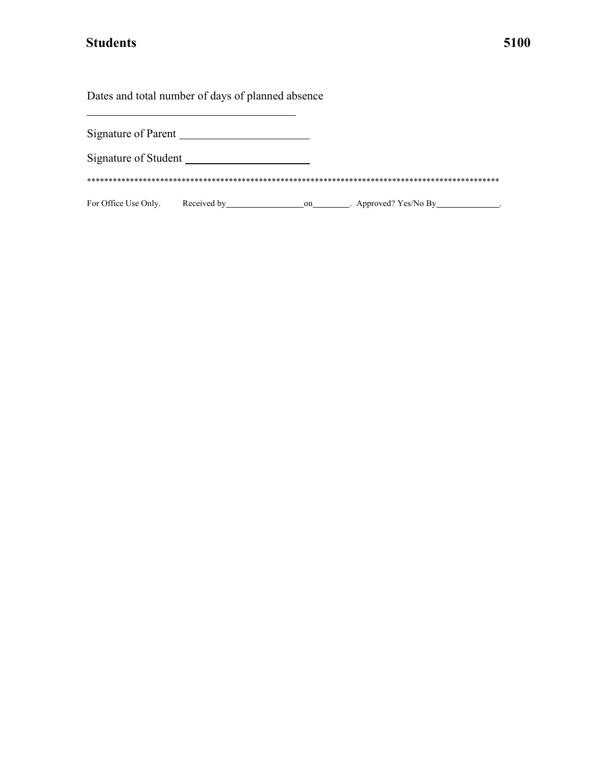Dates and total number of days of planned absence

\_\_\_\_\_\_\_\_\_\_\_\_\_\_\_\_\_\_\_\_\_\_\_\_\_\_\_\_\_\_\_\_\_\_\_\_

Signature of Parent \_\_\_\_\_\_\_\_\_\_\_\_\_\_\_\_\_\_\_\_\_\_

Signature of Student \_\_\_\_\_\_\_\_\_\_\_\_\_\_\_\_\_\_\_\_\_\_

*************************************************************************************************

For Office Use Only. Received by\_\_\_\_\_\_\_\_\_\_\_\_\_\_\_\_\_\_on\_\_\_\_\_\_\_\_. Approved? Yes/No By\_\_\_\_\_\_\_\_\_\_\_\_\_\_.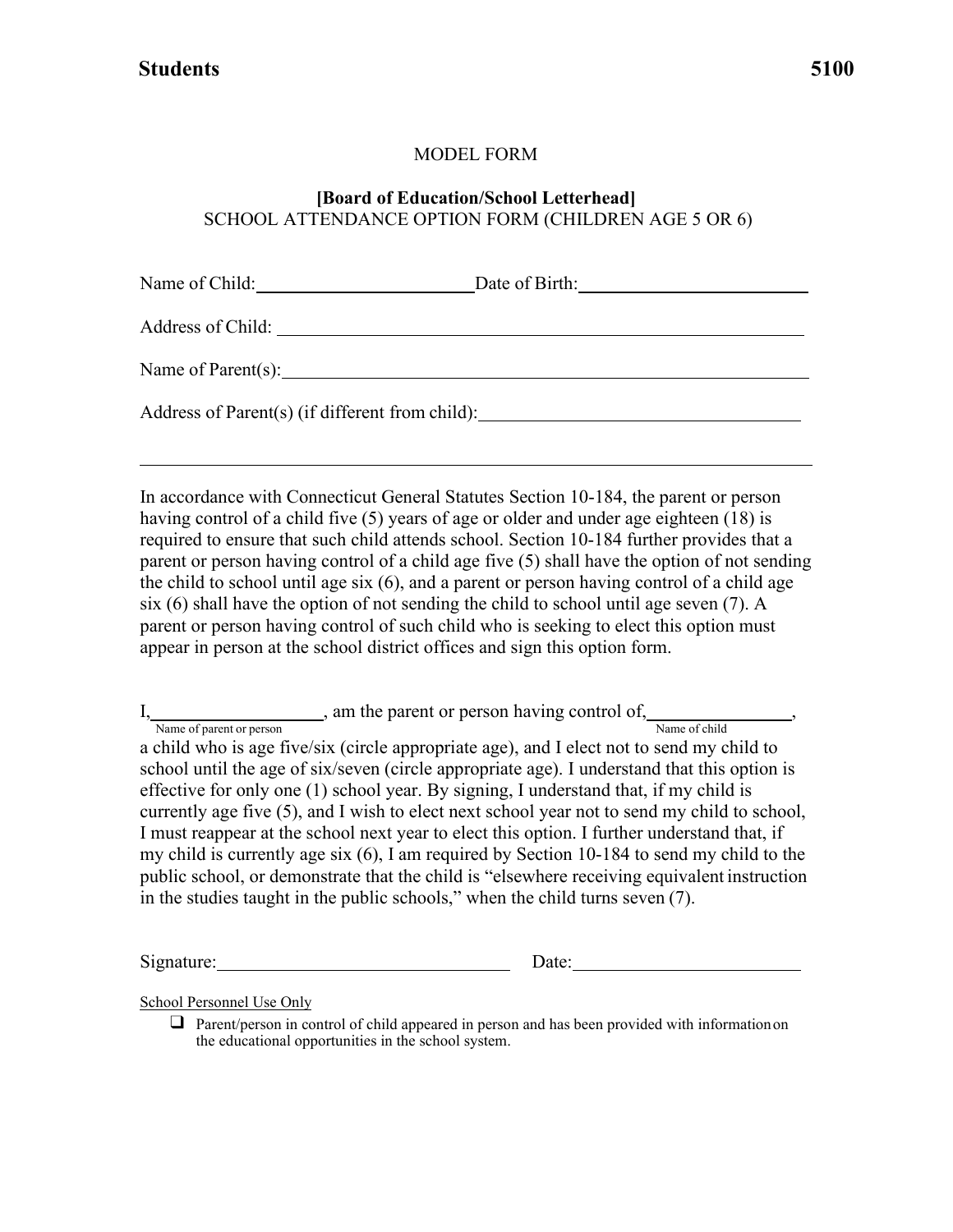MODEL FORM

**[Board of Education/School Letterhead]**
SCHOOL ATTENDANCE OPTION FORM (CHILDREN AGE 5 OR 6)

Name of Child:________________________ Date of Birth:________________________

Address of Child: ________________________________________________________

Name of Parent(s):________________________________________________________

Address of Parent(s) (if different from child):____________________________________

_____________________________________________________________________

In accordance with Connecticut General Statutes Section 10-184, the parent or person having control of a child five (5) years of age or older and under age eighteen (18) is required to ensure that such child attends school. Section 10-184 further provides that a parent or person having control of a child age five (5) shall have the option of not sending the child to school until age six (6), and a parent or person having control of a child age six (6) shall have the option of not sending the child to school until age seven (7). A parent or person having control of such child who is seeking to elect this option must appear in person at the school district offices and sign this option form.

I,___________________ (Name of parent or person), am the parent or person having control of,________________ (Name of child), a child who is age five/six (circle appropriate age), and I elect not to send my child to school until the age of six/seven (circle appropriate age). I understand that this option is effective for only one (1) school year. By signing, I understand that, if my child is currently age five (5), and I wish to elect next school year not to send my child to school, I must reappear at the school next year to elect this option. I further understand that, if my child is currently age six (6), I am required by Section 10-184 to send my child to the public school, or demonstrate that the child is "elsewhere receiving equivalent instruction in the studies taught in the public schools," when the child turns seven (7).

Signature:________________________________ Date:_________________________

School Personnel Use Only

- ☐ Parent/person in control of child appeared in person and has been provided with information on the educational opportunities in the school system.